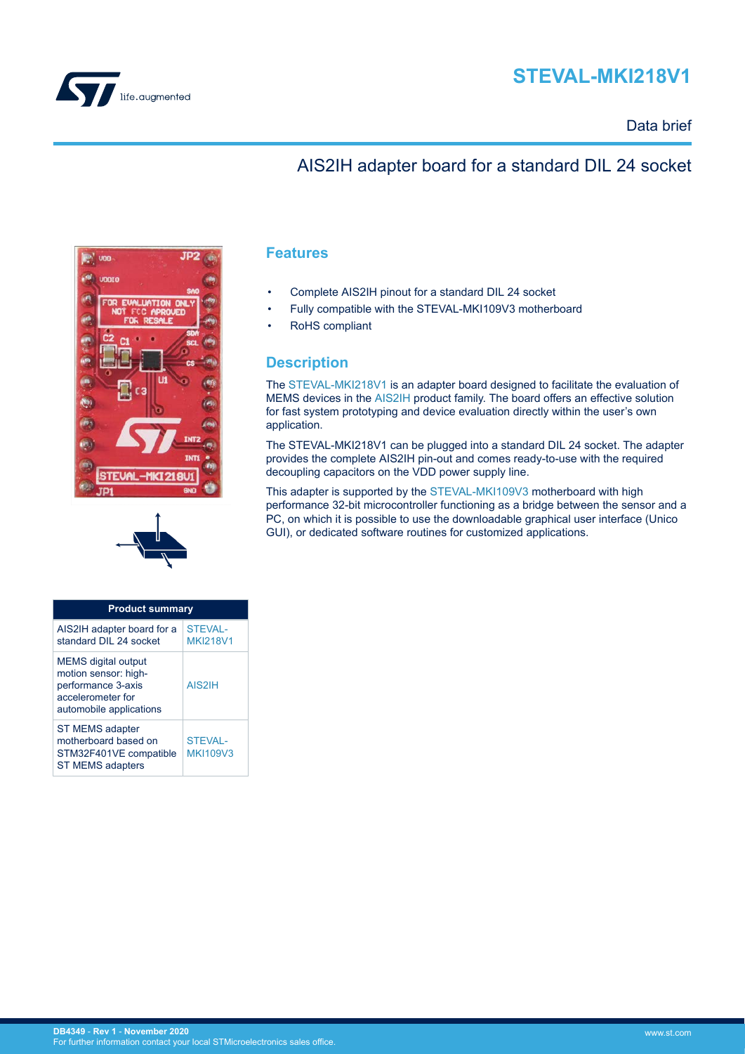# STEVAL-MKI218V1

Data brief

## AIS2IH adapter board for a standard DIL 24 socket

| Product summary | |
|---|---|
| AIS2IH adapter board for a standard DIL 24 socket | STEVAL-MKI218V1 |
| MEMS digital output motion sensor: high-performance 3-axis accelerometer for automobile applications | AIS2IH |
| ST MEMS adapter motherboard based on STM32F401VE compatible ST MEMS adapters | STEVAL-MKI109V3 |

## Features

- Complete AIS2IH pinout for a standard DIL 24 socket
- Fully compatible with the STEVAL-MKI109V3 motherboard
- RoHS compliant

## Description

The STEVAL-MKI218V1 is an adapter board designed to facilitate the evaluation of MEMS devices in the AIS2IH product family. The board offers an effective solution for fast system prototyping and device evaluation directly within the user's own application.

The STEVAL-MKI218V1 can be plugged into a standard DIL 24 socket. The adapter provides the complete AIS2IH pin-out and comes ready-to-use with the required decoupling capacitors on the VDD power supply line.

This adapter is supported by the STEVAL-MKI109V3 motherboard with high performance 32-bit microcontroller functioning as a bridge between the sensor and a PC, on which it is possible to use the downloadable graphical user interface (Unico GUI), or dedicated software routines for customized applications.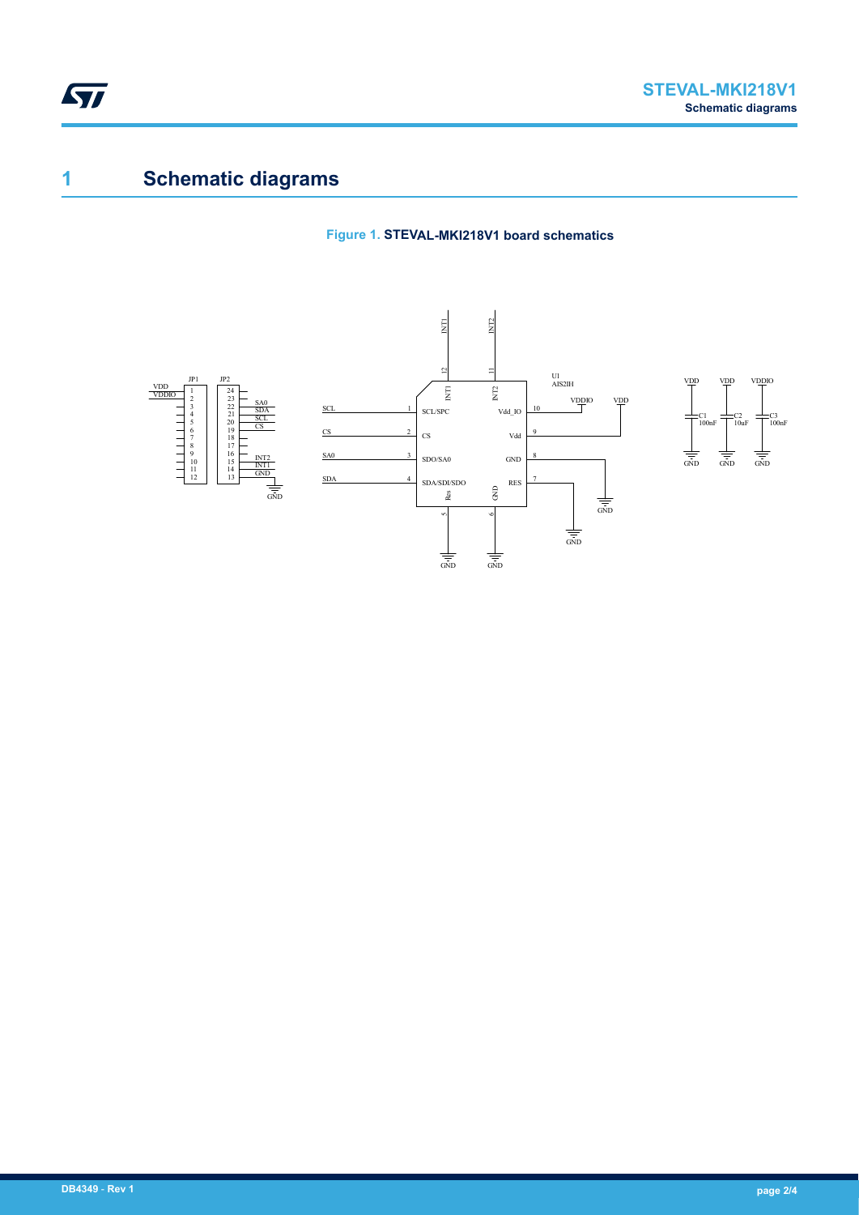# 1 Schematic diagrams

**Figure 1.** STEVAL-MKI218V1 board schematics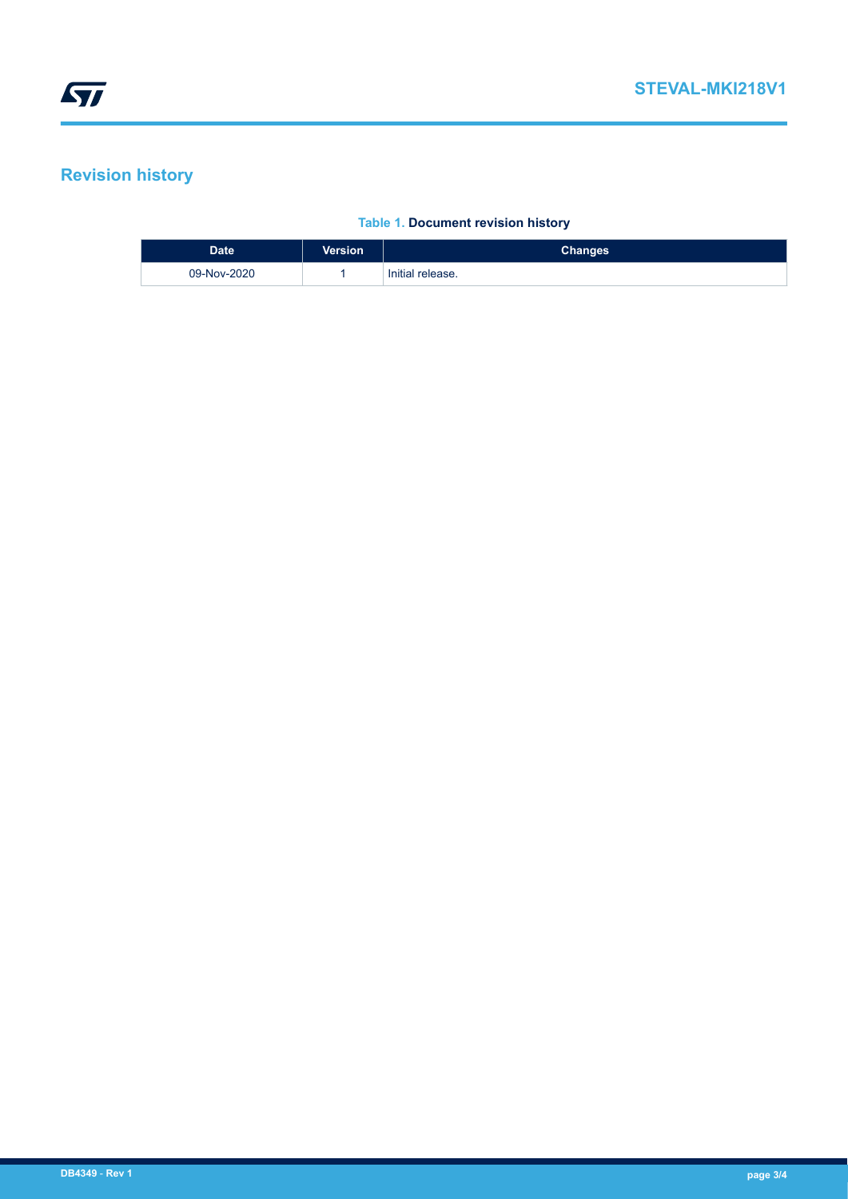## Revision history

**Table 1. Document revision history**

| Date | Version | Changes |
|---|---|---|
| 09-Nov-2020 | 1 | Initial release. |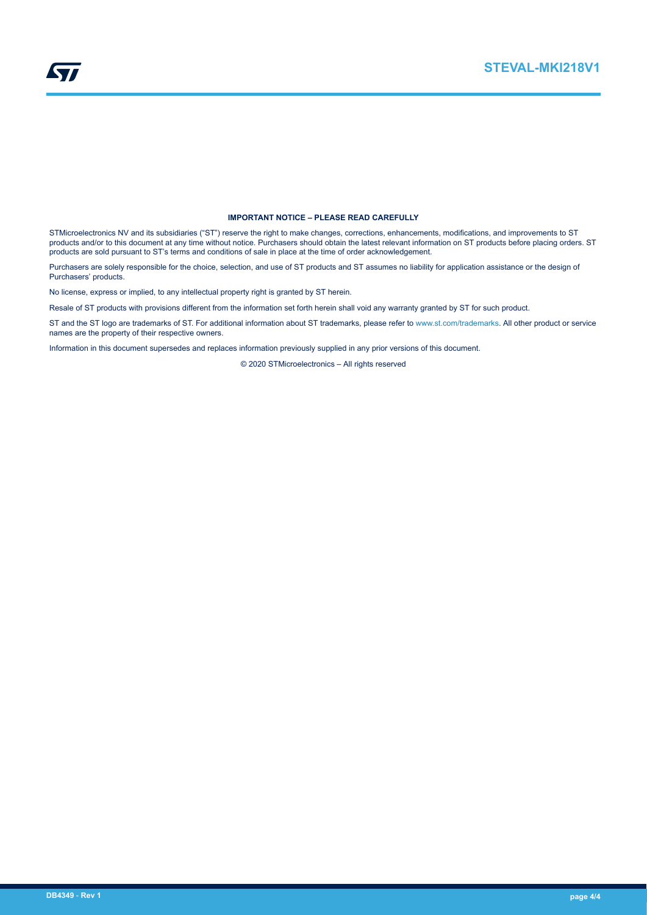**IMPORTANT NOTICE – PLEASE READ CAREFULLY**

STMicroelectronics NV and its subsidiaries ("ST") reserve the right to make changes, corrections, enhancements, modifications, and improvements to ST products and/or to this document at any time without notice. Purchasers should obtain the latest relevant information on ST products before placing orders. ST products are sold pursuant to ST's terms and conditions of sale in place at the time of order acknowledgement.

Purchasers are solely responsible for the choice, selection, and use of ST products and ST assumes no liability for application assistance or the design of Purchasers' products.

No license, express or implied, to any intellectual property right is granted by ST herein.

Resale of ST products with provisions different from the information set forth herein shall void any warranty granted by ST for such product.

ST and the ST logo are trademarks of ST. For additional information about ST trademarks, please refer to www.st.com/trademarks. All other product or service names are the property of their respective owners.

Information in this document supersedes and replaces information previously supplied in any prior versions of this document.

© 2020 STMicroelectronics – All rights reserved